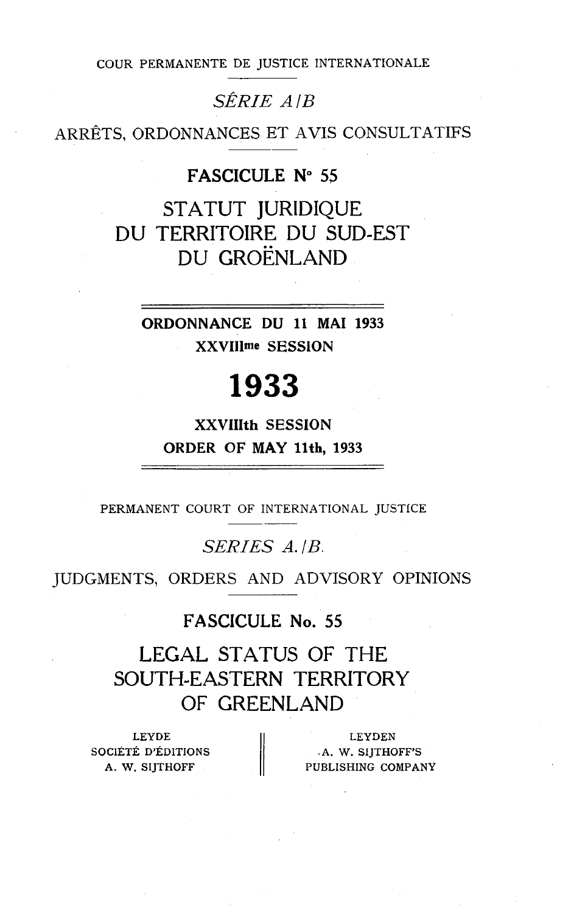COUR PERMANENTE DE JUSTICE INTERNATIONALE

*SÉRIE A/B*

ARRÊTS, ORDONNANCES ET AVIS CONSULTATIFS

**FASCICULE N° 55**

# STATUT JURIDIQUE DU TERRITOIRE DU SUD-EST DU GROËNLAND

**ORDONNANCE DU 11 MAI 1933**

**XXVIIIme SESSION**

**1933**

**XXVIIIth SESSION**

**ORDER OF MAY 11th, 1933**

PERMANENT COURT OF INTERNATIONAL JUSTICE

*SERIES A./B.*

JUDGMENTS, ORDERS AND ADVISORY OPINIONS

FASCICULE No. 55

# LEGAL STATUS OF THE SOUTH-EASTERN TERRITORY OF GREENLAND

LEYDE
SOCIÉTÉ D'ÉDITIONS
A. W. SIJTHOFF

LEYDEN
A. W. SIJTHOFF'S
PUBLISHING COMPANY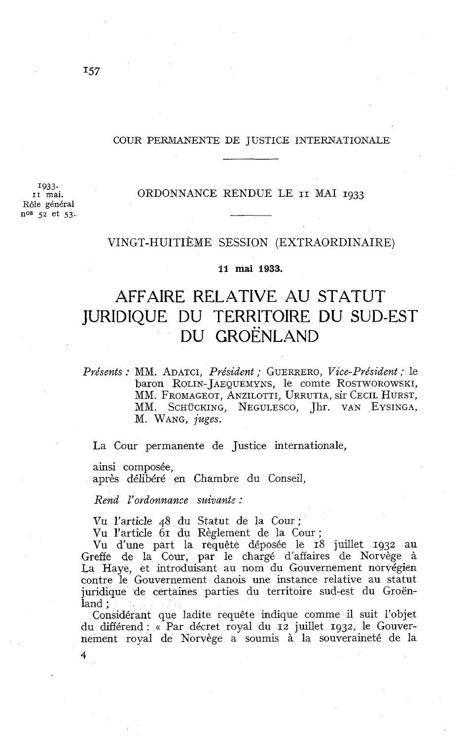COUR PERMANENTE DE JUSTICE INTERNATIONALE

1933.
11 mai.
Rôle général
nos 52 et 53.

ORDONNANCE RENDUE LE 11 MAI 1933

VINGT-HUITIÈME SESSION (EXTRAORDINAIRE)

**11 mai 1933.**

# AFFAIRE RELATIVE AU STATUT JURIDIQUE DU TERRITOIRE DU SUD-EST DU GROËNLAND

*Présents :* MM. ADATCI, *Président ;* GUERRERO, *Vice-Président ;* le baron ROLIN-JAEQUEMYNS, le comte ROSTWOROWSKI, MM. FROMAGEOT, ANZILOTTI, URRUTIA, sir CECIL HURST, MM. SCHÜCKING, NEGULESCO, Jhr. VAN EYSINGA, M. WANG, *juges.*

La Cour permanente de Justice internationale,

ainsi composée,
après délibéré en Chambre du Conseil,

*Rend l'ordonnance suivante :*

Vu l'article 48 du Statut de la Cour ;
Vu l'article 61 du Règlement de la Cour ;
Vu d'une part la requête déposée le 18 juillet 1932 au Greffe de la Cour, par le chargé d'affaires de Norvège à La Haye, et introduisant au nom du Gouvernement norvégien contre le Gouvernement danois une instance relative au statut juridique de certaines parties du territoire sud-est du Groënland ;

Considérant que ladite requête indique comme il suit l'objet du différend : « Par décret royal du 12 juillet 1932, le Gouvernement royal de Norvège a soumis à la souveraineté de la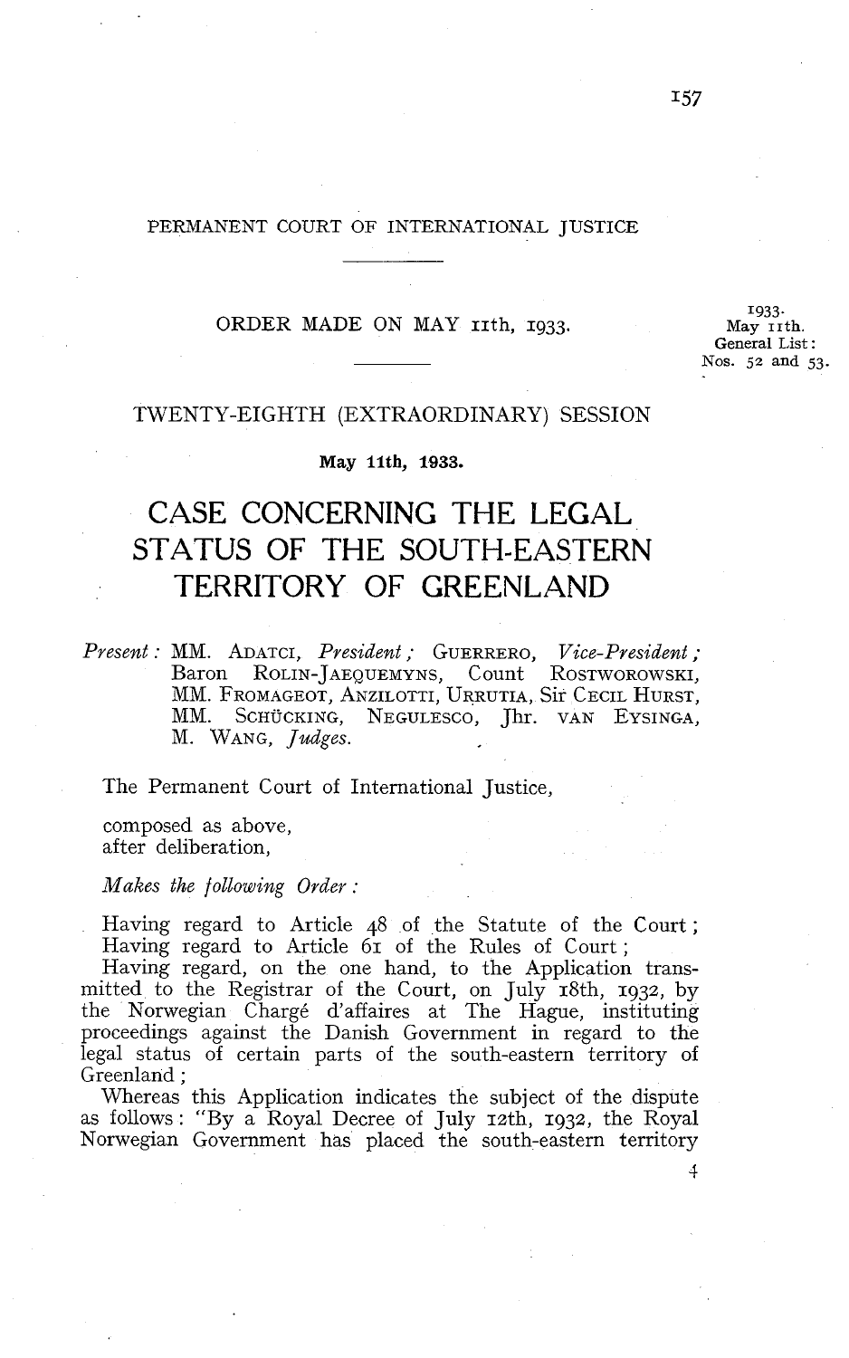PERMANENT COURT OF INTERNATIONAL JUSTICE

ORDER MADE ON MAY 11th, 1933.

1933.
May 11th.
General List:
Nos. 52 and 53.

TWENTY-EIGHTH (EXTRAORDINARY) SESSION

**May 11th, 1933.**

# CASE CONCERNING THE LEGAL STATUS OF THE SOUTH-EASTERN TERRITORY OF GREENLAND

*Present:* MM. ADATCI, *President;* GUERRERO, *Vice-President;* Baron ROLIN-JAEQUEMYNS, Count ROSTWOROWSKI, MM. FROMAGEOT, ANZILOTTI, URRUTIA, Sir CECIL HURST, MM. SCHÜCKING, NEGULESCO, Jhr. VAN EYSINGA, M. WANG, *Judges.*

The Permanent Court of International Justice,

composed as above,
after deliberation,

*Makes the following Order:*

Having regard to Article 48 of the Statute of the Court;
Having regard to Article 61 of the Rules of Court;
Having regard, on the one hand, to the Application transmitted to the Registrar of the Court, on July 18th, 1932, by the Norwegian Chargé d'affaires at The Hague, instituting proceedings against the Danish Government in regard to the legal status of certain parts of the south-eastern territory of Greenland;
Whereas this Application indicates the subject of the dispute as follows: "By a Royal Decree of July 12th, 1932, the Royal Norwegian Government has placed the south-eastern territory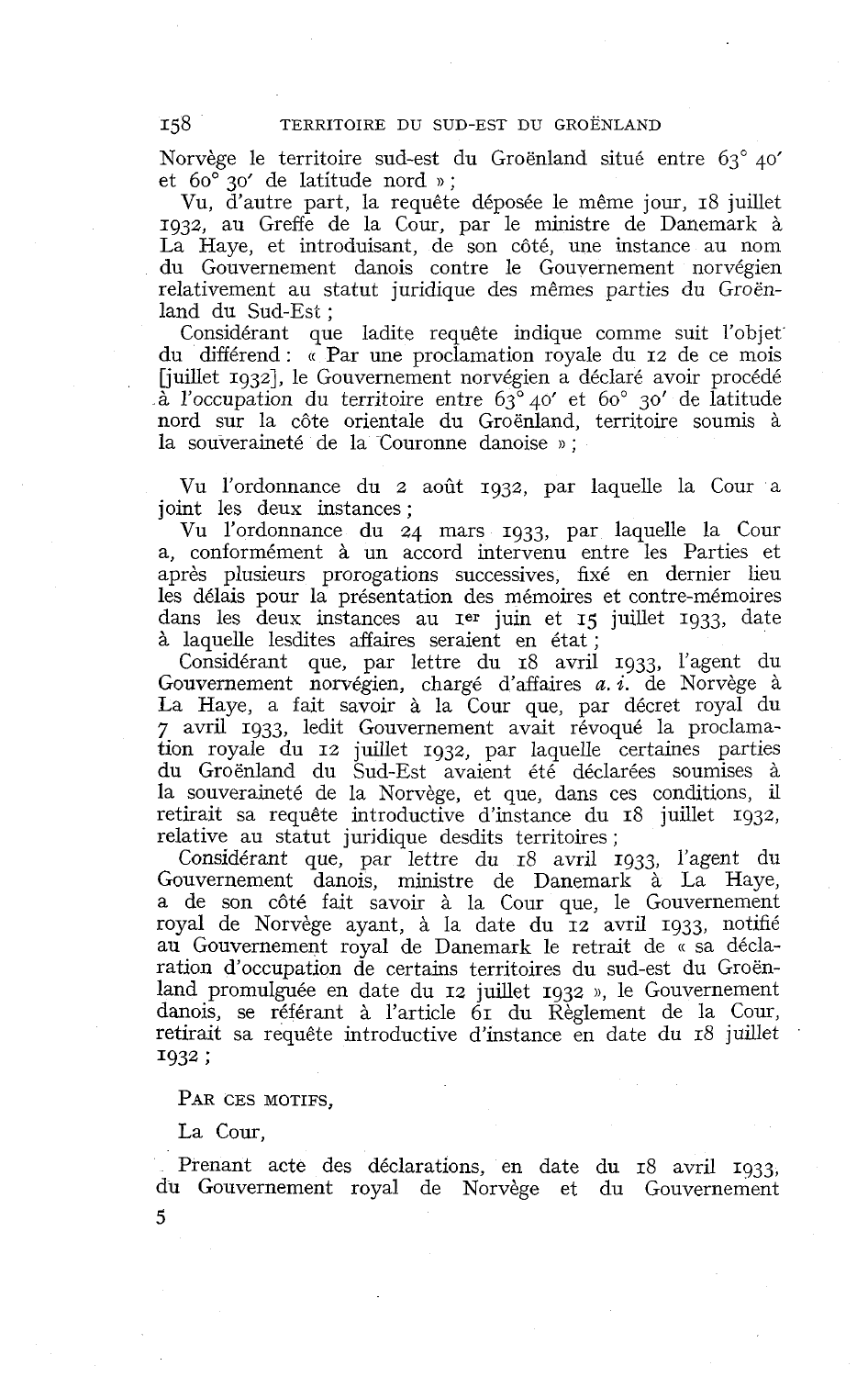Norvège le territoire sud-est du Groënland situé entre 63° 40' et 60° 30' de latitude nord » ;

Vu, d'autre part, la requête déposée le même jour, 18 juillet 1932, au Greffe de la Cour, par le ministre de Danemark à La Haye, et introduisant, de son côté, une instance au nom du Gouvernement danois contre le Gouvernement norvégien relativement au statut juridique des mêmes parties du Groënland du Sud-Est ;

Considérant que ladite requête indique comme suit l'objet du différend : « Par une proclamation royale du 12 de ce mois [juillet 1932], le Gouvernement norvégien a déclaré avoir procédé à l'occupation du territoire entre 63° 40' et 60° 30' de latitude nord sur la côte orientale du Groënland, territoire soumis à la souveraineté de la Couronne danoise » ;

Vu l'ordonnance du 2 août 1932, par laquelle la Cour a joint les deux instances ;

Vu l'ordonnance du 24 mars 1933, par laquelle la Cour a, conformément à un accord intervenu entre les Parties et après plusieurs prorogations successives, fixé en dernier lieu les délais pour la présentation des mémoires et contre-mémoires dans les deux instances au 1er juin et 15 juillet 1933, date à laquelle lesdites affaires seraient en état ;

Considérant que, par lettre du 18 avril 1933, l'agent du Gouvernement norvégien, chargé d'affaires *a. i.* de Norvège à La Haye, a fait savoir à la Cour que, par décret royal du 7 avril 1933, ledit Gouvernement avait révoqué la proclamation royale du 12 juillet 1932, par laquelle certaines parties du Groënland du Sud-Est avaient été déclarées soumises à la souveraineté de la Norvège, et que, dans ces conditions, il retirait sa requête introductive d'instance du 18 juillet 1932, relative au statut juridique desdits territoires ;

Considérant que, par lettre du 18 avril 1933, l'agent du Gouvernement danois, ministre de Danemark à La Haye, a de son côté fait savoir à la Cour que, le Gouvernement royal de Norvège ayant, à la date du 12 avril 1933, notifié au Gouvernement royal de Danemark le retrait de « sa déclaration d'occupation de certains territoires du sud-est du Groënland promulguée en date du 12 juillet 1932 », le Gouvernement danois, se référant à l'article 61 du Règlement de la Cour, retirait sa requête introductive d'instance en date du 18 juillet 1932 ;

PAR CES MOTIFS,

La Cour,

Prenant acte des déclarations, en date du 18 avril 1933, du Gouvernement royal de Norvège et du Gouvernement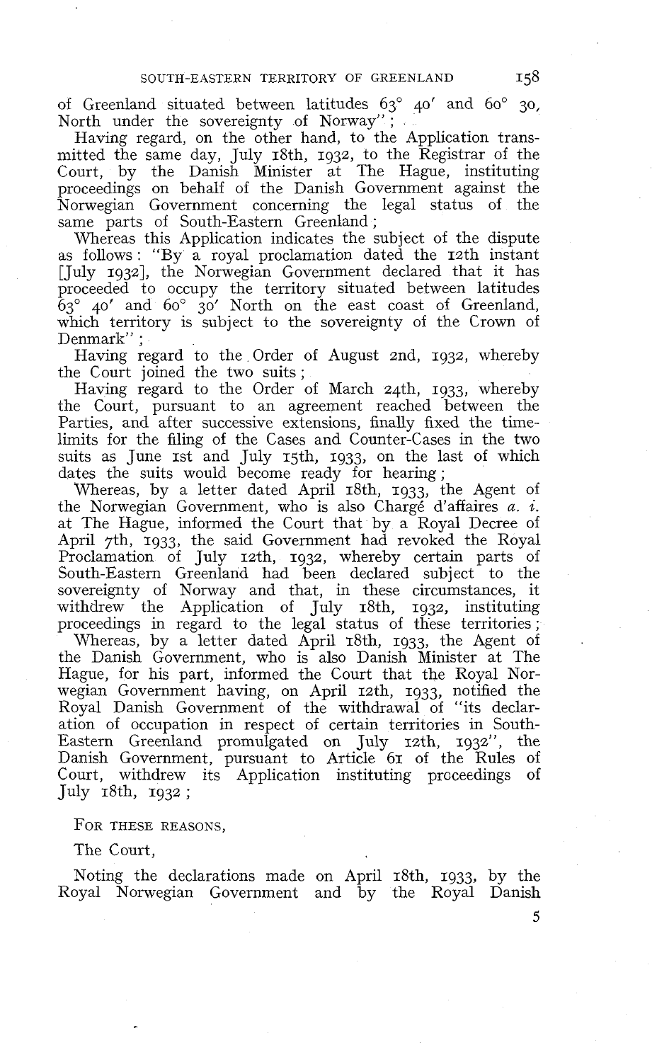of Greenland situated between latitudes 63° 40′ and 60° 30, North under the sovereignty of Norway";

Having regard, on the other hand, to the Application transmitted the same day, July 18th, 1932, to the Registrar of the Court, by the Danish Minister at The Hague, instituting proceedings on behalf of the Danish Government against the Norwegian Government concerning the legal status of the same parts of South-Eastern Greenland;

Whereas this Application indicates the subject of the dispute as follows: "By a royal proclamation dated the 12th instant [July 1932], the Norwegian Government declared that it has proceeded to occupy the territory situated between latitudes 63° 40′ and 60° 30′ North on the east coast of Greenland, which territory is subject to the sovereignty of the Crown of Denmark";

Having regard to the Order of August 2nd, 1932, whereby the Court joined the two suits;

Having regard to the Order of March 24th, 1933, whereby the Court, pursuant to an agreement reached between the Parties, and after successive extensions, finally fixed the time-limits for the filing of the Cases and Counter-Cases in the two suits as June 1st and July 15th, 1933, on the last of which dates the suits would become ready for hearing;

Whereas, by a letter dated April 18th, 1933, the Agent of the Norwegian Government, who is also Chargé d'affaires *a. i.* at The Hague, informed the Court that by a Royal Decree of April 7th, 1933, the said Government had revoked the Royal Proclamation of July 12th, 1932, whereby certain parts of South-Eastern Greenland had been declared subject to the sovereignty of Norway and that, in these circumstances, it withdrew the Application of July 18th, 1932, instituting proceedings in regard to the legal status of these territories;

Whereas, by a letter dated April 18th, 1933, the Agent of the Danish Government, who is also Danish Minister at The Hague, for his part, informed the Court that the Royal Norwegian Government having, on April 12th, 1933, notified the Royal Danish Government of the withdrawal of "its declaration of occupation in respect of certain territories in South-Eastern Greenland promulgated on July 12th, 1932", the Danish Government, pursuant to Article 61 of the Rules of Court, withdrew its Application instituting proceedings of July 18th, 1932;

FOR THESE REASONS,

The Court,

Noting the declarations made on April 18th, 1933, by the Royal Norwegian Government and by the Royal Danish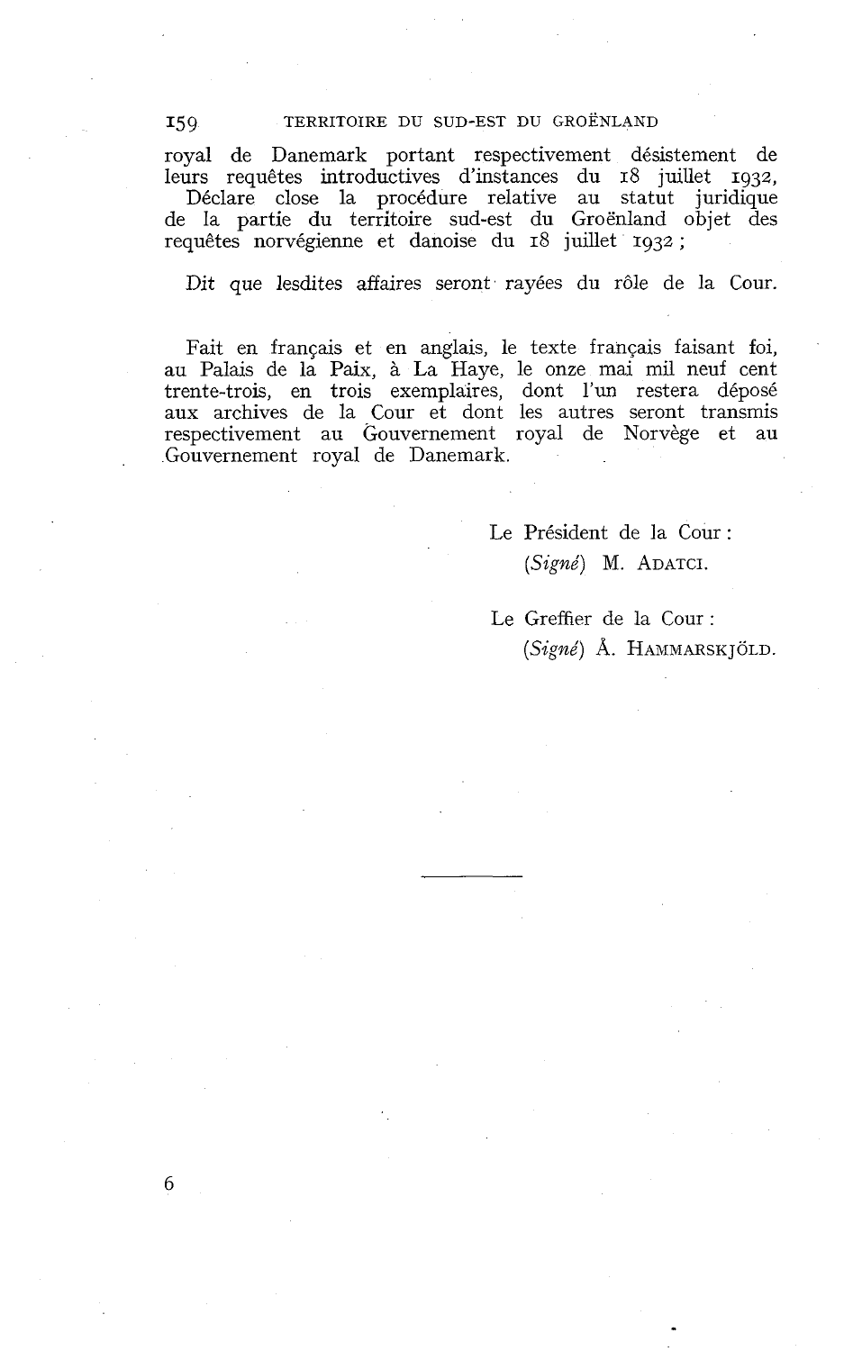royal de Danemark portant respectivement désistement de leurs requêtes introductives d'instances du 18 juillet 1932,

Déclare close la procédure relative au statut juridique de la partie du territoire sud-est du Groënland objet des requêtes norvégienne et danoise du 18 juillet 1932 ;

*Dit* que lesdites affaires seront rayées du rôle de la Cour.

Fait en français et en anglais, le texte français faisant foi, au Palais de la Paix, à La Haye, le onze mai mil neuf cent trente-trois, en trois exemplaires, dont l'un restera déposé aux archives de la Cour et dont les autres seront transmis respectivement au Gouvernement royal de Norvège et au Gouvernement royal de Danemark.

Le Président de la Cour :
(*Signé*) M. ADATCI.

Le Greffier de la Cour :
(*Signé*) Å. HAMMARSKJÖLD.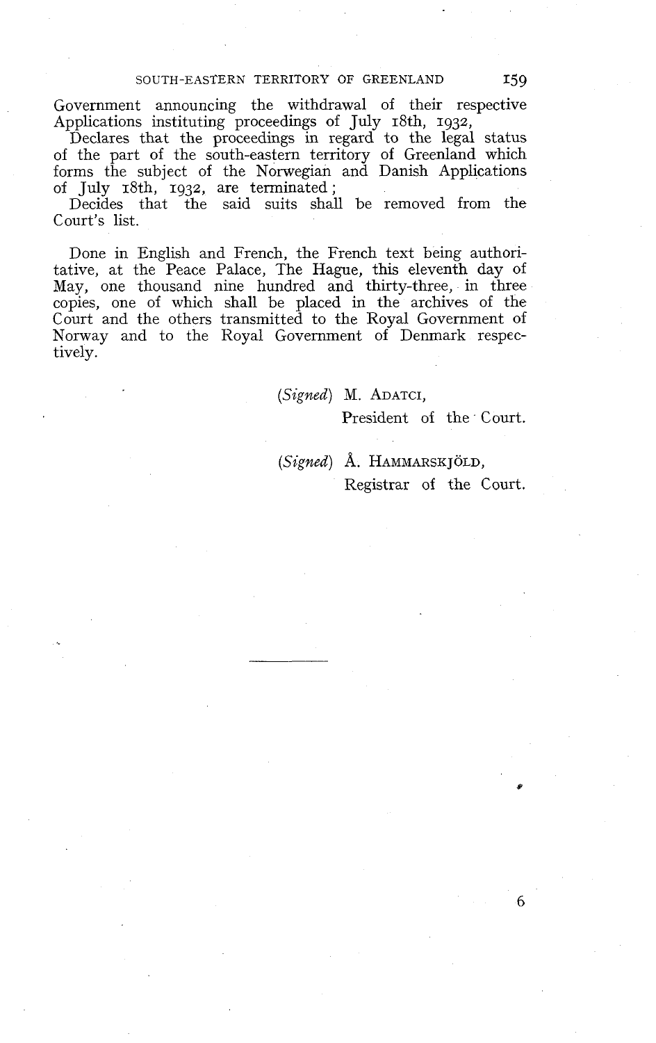Government announcing the withdrawal of their respective Applications instituting proceedings of July 18th, 1932,

Declares that the proceedings in regard to the legal status of the part of the south-eastern territory of Greenland which forms the subject of the Norwegian and Danish Applications of July 18th, 1932, are terminated;

Decides that the said suits shall be removed from the Court's list.

Done in English and French, the French text being authoritative, at the Peace Palace, The Hague, this eleventh day of May, one thousand nine hundred and thirty-three, in three copies, one of which shall be placed in the archives of the Court and the others transmitted to the Royal Government of Norway and to the Royal Government of Denmark respectively.

(*Signed*) M. ADATCI,
President of the Court.

(*Signed*) Å. HAMMARSKJÖLD,
Registrar of the Court.